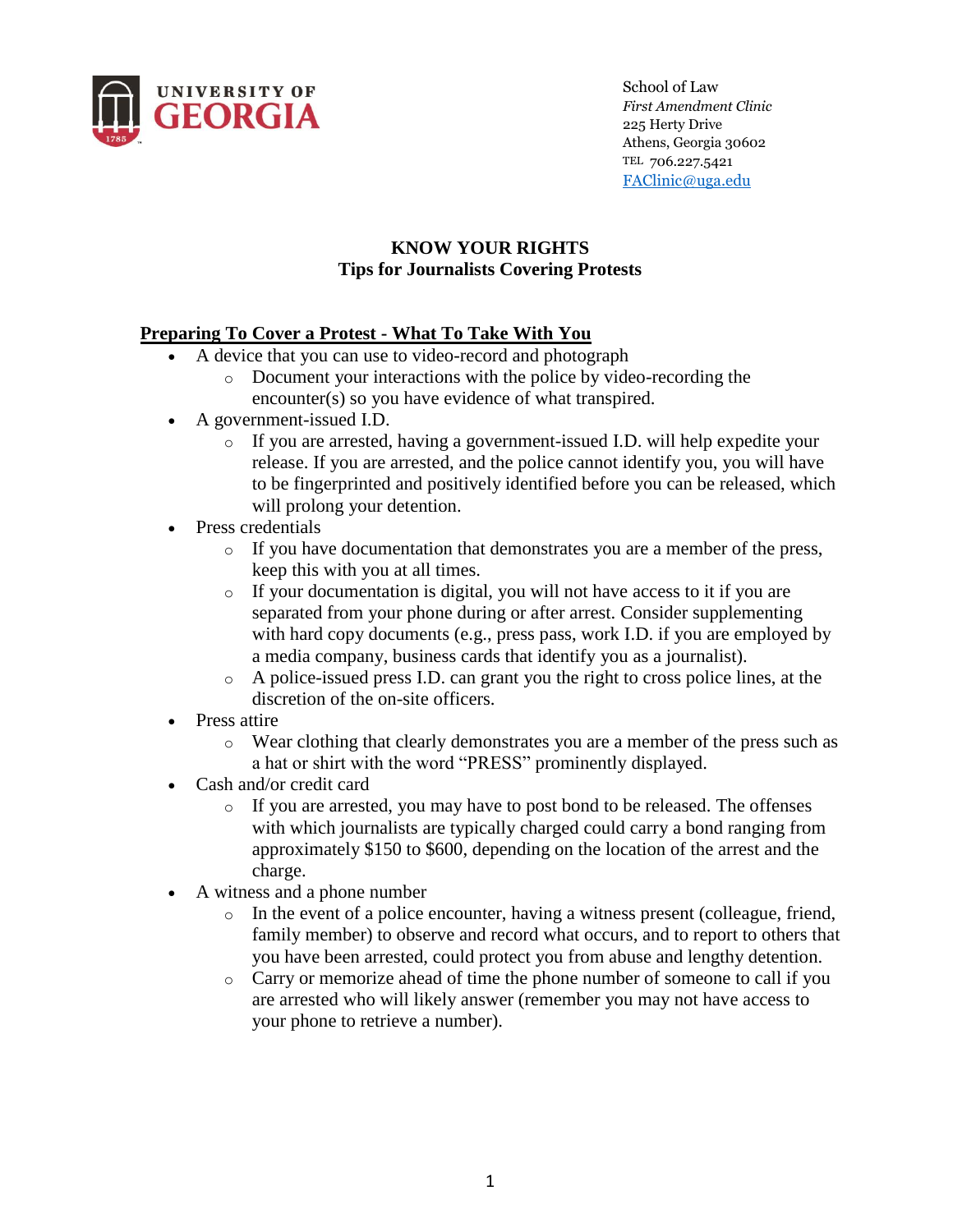School of Law
*First Amendment Clinic*
225 Herty Drive
Athens, Georgia 30602
TEL 706.227.5421
FAClinic@uga.edu

# KNOW YOUR RIGHTS
## Tips for Journalists Covering Protests

### Preparing To Cover a Protest - What To Take With You

- A device that you can use to video-record and photograph
  - Document your interactions with the police by video-recording the encounter(s) so you have evidence of what transpired.
- A government-issued I.D.
  - If you are arrested, having a government-issued I.D. will help expedite your release. If you are arrested, and the police cannot identify you, you will have to be fingerprinted and positively identified before you can be released, which will prolong your detention.
- Press credentials
  - If you have documentation that demonstrates you are a member of the press, keep this with you at all times.
  - If your documentation is digital, you will not have access to it if you are separated from your phone during or after arrest. Consider supplementing with hard copy documents (e.g., press pass, work I.D. if you are employed by a media company, business cards that identify you as a journalist).
  - A police-issued press I.D. can grant you the right to cross police lines, at the discretion of the on-site officers.
- Press attire
  - Wear clothing that clearly demonstrates you are a member of the press such as a hat or shirt with the word "PRESS" prominently displayed.
- Cash and/or credit card
  - If you are arrested, you may have to post bond to be released. The offenses with which journalists are typically charged could carry a bond ranging from approximately $150 to $600, depending on the location of the arrest and the charge.
- A witness and a phone number
  - In the event of a police encounter, having a witness present (colleague, friend, family member) to observe and record what occurs, and to report to others that you have been arrested, could protect you from abuse and lengthy detention.
  - Carry or memorize ahead of time the phone number of someone to call if you are arrested who will likely answer (remember you may not have access to your phone to retrieve a number).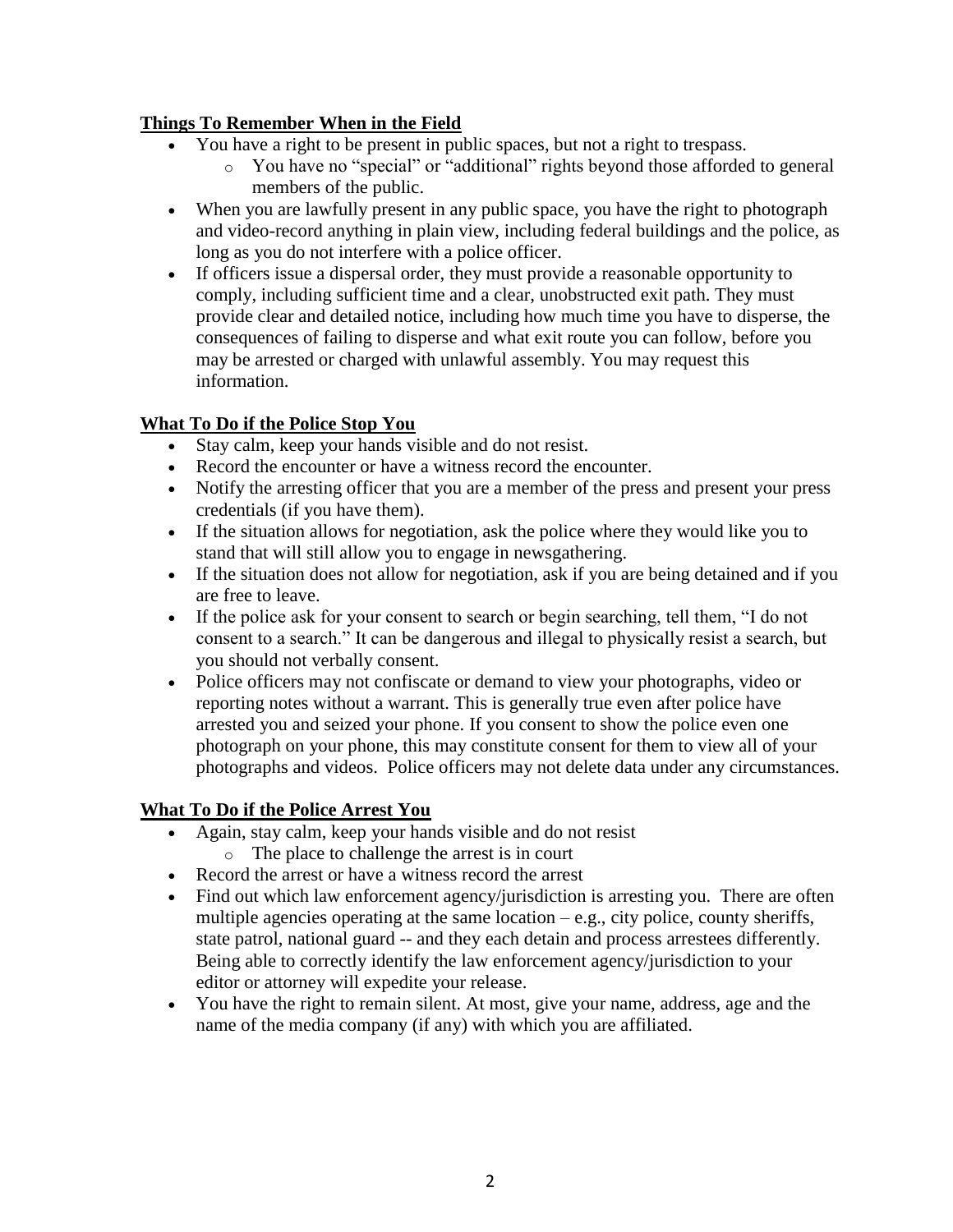## Things To Remember When in the Field

- You have a right to be present in public spaces, but not a right to trespass.
  - You have no "special" or "additional" rights beyond those afforded to general members of the public.
- When you are lawfully present in any public space, you have the right to photograph and video-record anything in plain view, including federal buildings and the police, as long as you do not interfere with a police officer.
- If officers issue a dispersal order, they must provide a reasonable opportunity to comply, including sufficient time and a clear, unobstructed exit path. They must provide clear and detailed notice, including how much time you have to disperse, the consequences of failing to disperse and what exit route you can follow, before you may be arrested or charged with unlawful assembly. You may request this information.

## What To Do if the Police Stop You

- Stay calm, keep your hands visible and do not resist.
- Record the encounter or have a witness record the encounter.
- Notify the arresting officer that you are a member of the press and present your press credentials (if you have them).
- If the situation allows for negotiation, ask the police where they would like you to stand that will still allow you to engage in newsgathering.
- If the situation does not allow for negotiation, ask if you are being detained and if you are free to leave.
- If the police ask for your consent to search or begin searching, tell them, "I do not consent to a search." It can be dangerous and illegal to physically resist a search, but you should not verbally consent.
- Police officers may not confiscate or demand to view your photographs, video or reporting notes without a warrant. This is generally true even after police have arrested you and seized your phone. If you consent to show the police even one photograph on your phone, this may constitute consent for them to view all of your photographs and videos. Police officers may not delete data under any circumstances.

## What To Do if the Police Arrest You

- Again, stay calm, keep your hands visible and do not resist
  - The place to challenge the arrest is in court
- Record the arrest or have a witness record the arrest
- Find out which law enforcement agency/jurisdiction is arresting you. There are often multiple agencies operating at the same location – e.g., city police, county sheriffs, state patrol, national guard -- and they each detain and process arrestees differently. Being able to correctly identify the law enforcement agency/jurisdiction to your editor or attorney will expedite your release.
- You have the right to remain silent. At most, give your name, address, age and the name of the media company (if any) with which you are affiliated.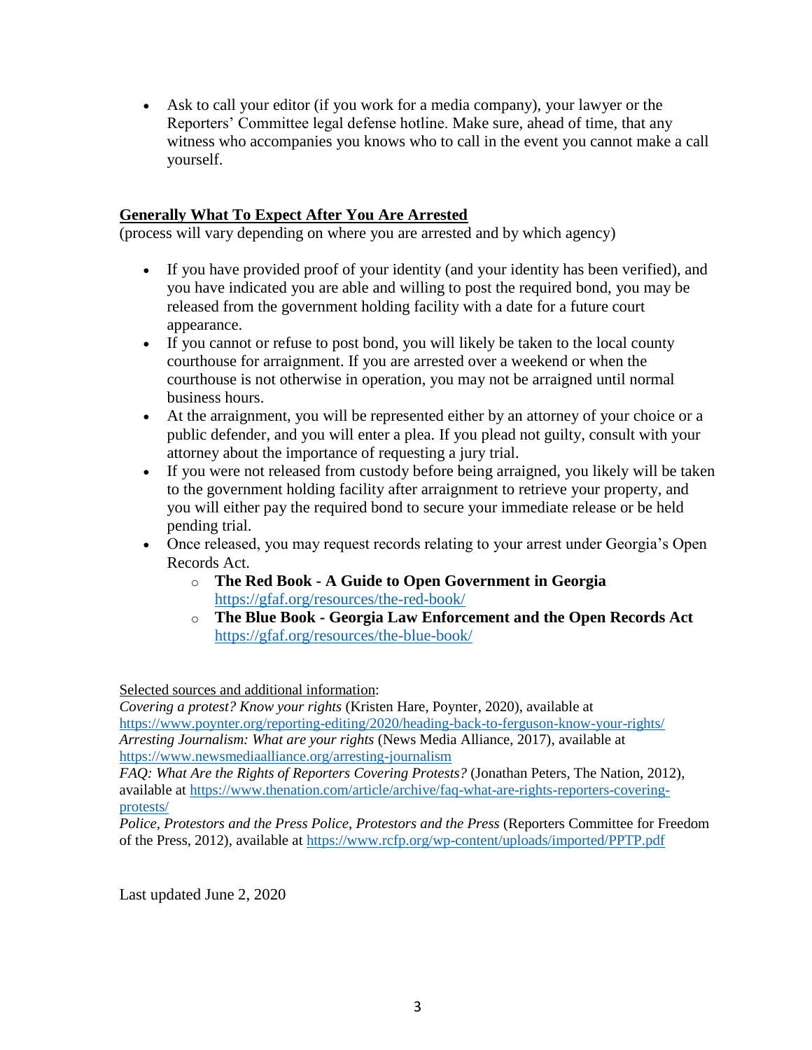- Ask to call your editor (if you work for a media company), your lawyer or the Reporters' Committee legal defense hotline. Make sure, ahead of time, that any witness who accompanies you knows who to call in the event you cannot make a call yourself.

## Generally What To Expect After You Are Arrested

(process will vary depending on where you are arrested and by which agency)

- If you have provided proof of your identity (and your identity has been verified), and you have indicated you are able and willing to post the required bond, you may be released from the government holding facility with a date for a future court appearance.
- If you cannot or refuse to post bond, you will likely be taken to the local county courthouse for arraignment. If you are arrested over a weekend or when the courthouse is not otherwise in operation, you may not be arraigned until normal business hours.
- At the arraignment, you will be represented either by an attorney of your choice or a public defender, and you will enter a plea. If you plead not guilty, consult with your attorney about the importance of requesting a jury trial.
- If you were not released from custody before being arraigned, you likely will be taken to the government holding facility after arraignment to retrieve your property, and you will either pay the required bond to secure your immediate release or be held pending trial.
- Once released, you may request records relating to your arrest under Georgia's Open Records Act.
    - **The Red Book - A Guide to Open Government in Georgia** https://gfaf.org/resources/the-red-book/
    - **The Blue Book - Georgia Law Enforcement and the Open Records Act** https://gfaf.org/resources/the-blue-book/

Selected sources and additional information:

*Covering a protest? Know your rights* (Kristen Hare, Poynter, 2020), available at https://www.poynter.org/reporting-editing/2020/heading-back-to-ferguson-know-your-rights/

*Arresting Journalism: What are your rights* (News Media Alliance, 2017), available at https://www.newsmediaalliance.org/arresting-journalism

*FAQ: What Are the Rights of Reporters Covering Protests?* (Jonathan Peters, The Nation, 2012), available at https://www.thenation.com/article/archive/faq-what-are-rights-reporters-covering-protests/

*Police, Protestors and the Press Police, Protestors and the Press* (Reporters Committee for Freedom of the Press, 2012), available at https://www.rcfp.org/wp-content/uploads/imported/PPTP.pdf

Last updated June 2, 2020